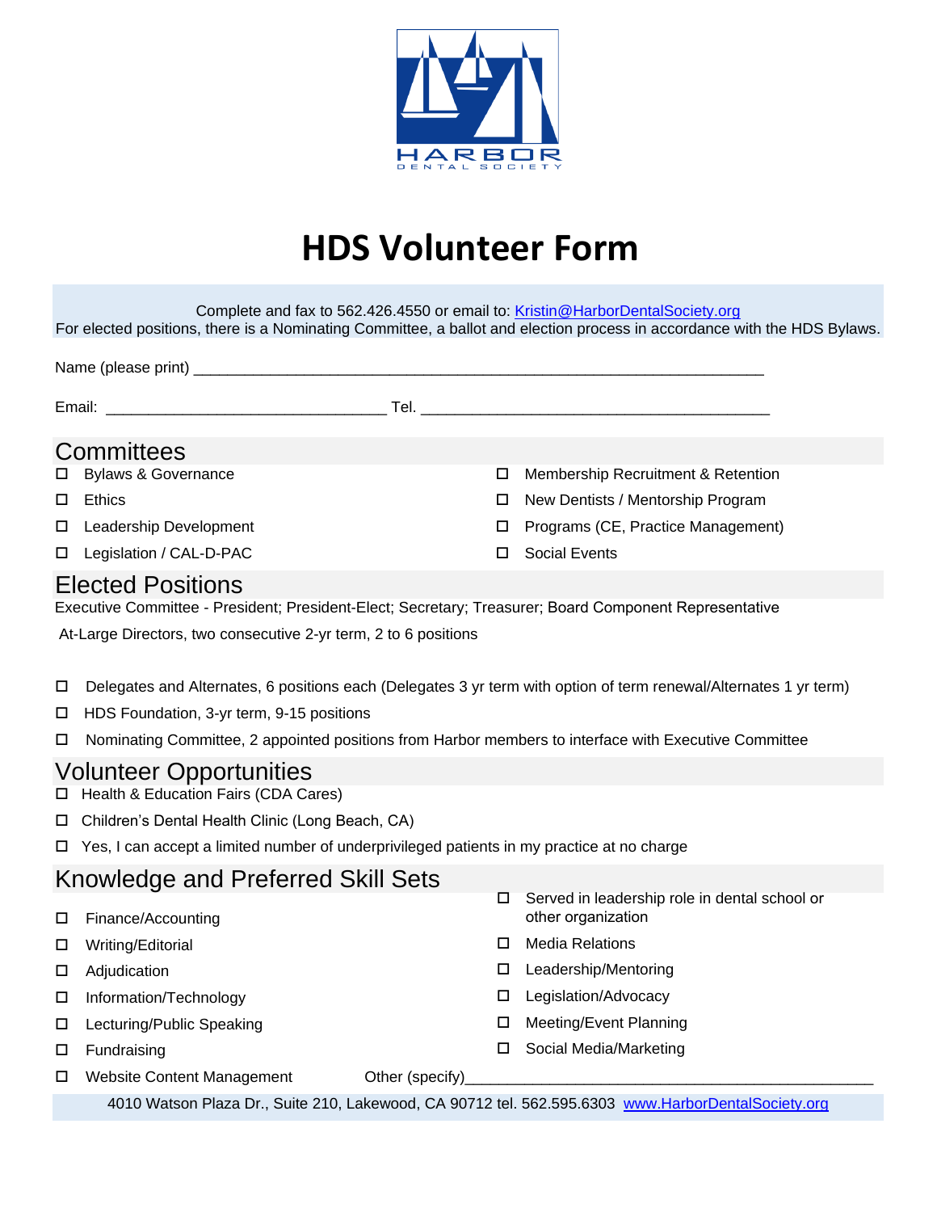HARBOR
DENTAL SOCIETY

# HDS Volunteer Form

Complete and fax to 562.426.4550 or email to: Kristin@HarborDentalSociety.org
For elected positions, there is a Nominating Committee, a ballot and election process in accordance with the HDS Bylaws.

Name (please print) ________________________________________________________________

Email: ________________________________ Tel. ________________________________________

## Committees

- ☐ Bylaws & Governance
- ☐ Ethics
- ☐ Leadership Development
- ☐ Legislation / CAL-D-PAC
- ☐ Membership Recruitment & Retention
- ☐ New Dentists / Mentorship Program
- ☐ Programs (CE, Practice Management)
- ☐ Social Events

## Elected Positions

Executive Committee - President; President-Elect; Secretary; Treasurer; Board Component Representative

At-Large Directors, two consecutive 2-yr term, 2 to 6 positions

- ☐ Delegates and Alternates, 6 positions each (Delegates 3 yr term with option of term renewal/Alternates 1 yr term)
- ☐ HDS Foundation, 3-yr term, 9-15 positions
- ☐ Nominating Committee, 2 appointed positions from Harbor members to interface with Executive Committee

## Volunteer Opportunities

- ☐ Health & Education Fairs (CDA Cares)
- ☐ Children's Dental Health Clinic (Long Beach, CA)
- ☐ Yes, I can accept a limited number of underprivileged patients in my practice at no charge

## Knowledge and Preferred Skill Sets

- ☐ Finance/Accounting
- ☐ Writing/Editorial
- ☐ Adjudication
- ☐ Information/Technology
- ☐ Lecturing/Public Speaking
- ☐ Fundraising
- ☐ Website Content Management
- ☐ Served in leadership role in dental school or other organization
- ☐ Media Relations
- ☐ Leadership/Mentoring
- ☐ Legislation/Advocacy
- ☐ Meeting/Event Planning
- ☐ Social Media/Marketing

Other (specify)_______________________________________________

4010 Watson Plaza Dr., Suite 210, Lakewood, CA 90712 tel. 562.595.6303 www.HarborDentalSociety.org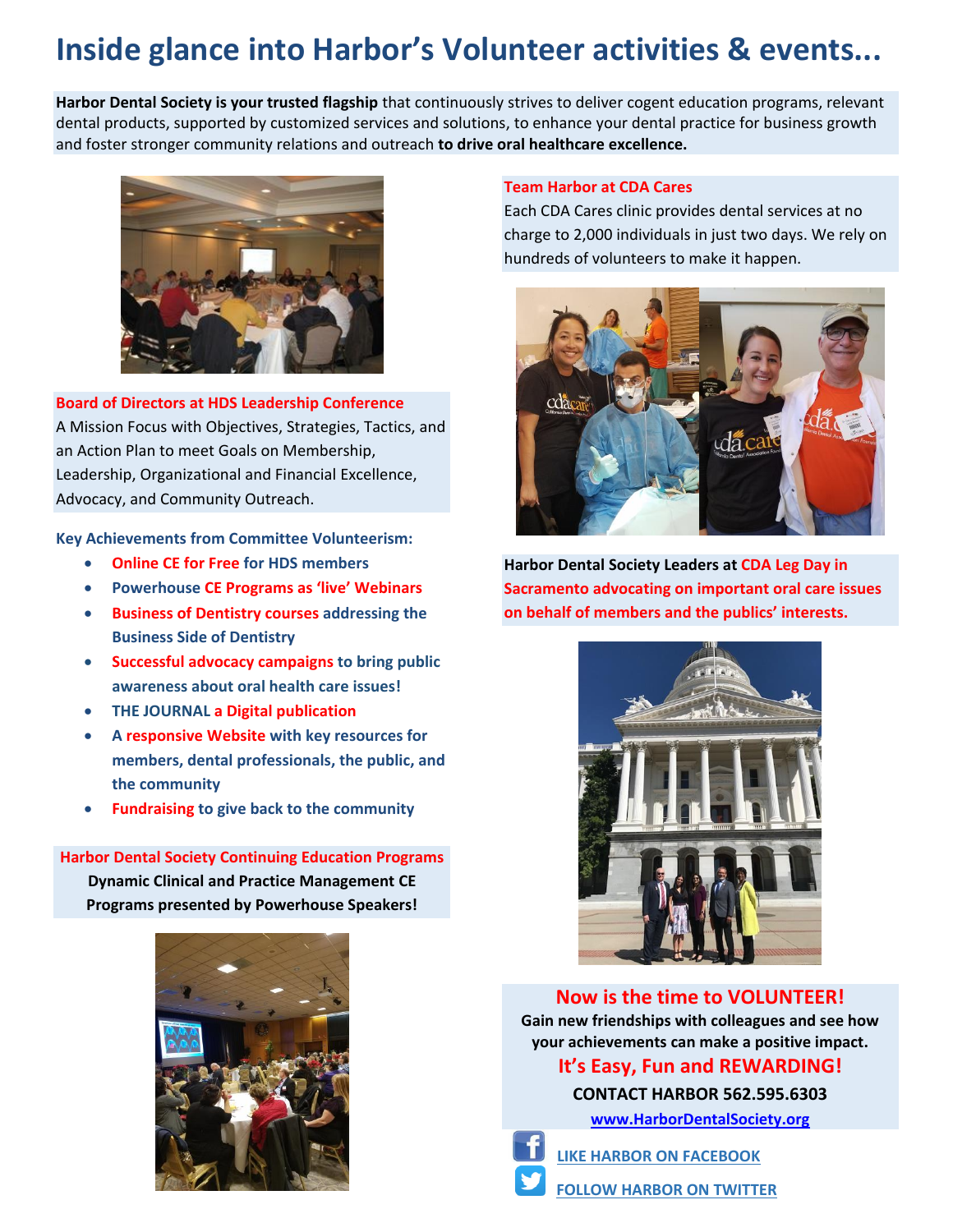# Inside glance into Harbor's Volunteer activities & events...

**Harbor Dental Society is your trusted flagship** that continuously strives to deliver cogent education programs, relevant dental products, supported by customized services and solutions, to enhance your dental practice for business growth and foster stronger community relations and outreach **to drive oral healthcare excellence.**

**Board of Directors at HDS Leadership Conference**

A Mission Focus with Objectives, Strategies, Tactics, and an Action Plan to meet Goals on Membership, Leadership, Organizational and Financial Excellence, Advocacy, and Community Outreach.

**Key Achievements from Committee Volunteerism:**

- **Online CE for Free for HDS members**
- **Powerhouse CE Programs as 'live' Webinars**
- **Business of Dentistry courses addressing the Business Side of Dentistry**
- **Successful advocacy campaigns to bring public awareness about oral health care issues!**
- **THE JOURNAL a Digital publication**
- **A responsive Website with key resources for members, dental professionals, the public, and the community**
- **Fundraising to give back to the community**

**Harbor Dental Society Continuing Education Programs**

**Dynamic Clinical and Practice Management CE Programs presented by Powerhouse Speakers!**

**Team Harbor at CDA Cares**

Each CDA Cares clinic provides dental services at no charge to 2,000 individuals in just two days. We rely on hundreds of volunteers to make it happen.

**Harbor Dental Society Leaders at CDA Leg Day in Sacramento advocating on important oral care issues on behalf of members and the publics' interests.**

## Now is the time to VOLUNTEER!

**Gain new friendships with colleagues and see how your achievements can make a positive impact.**

## It's Easy, Fun and REWARDING!

**CONTACT HARBOR 562.595.6303**

**www.HarborDentalSociety.org**

**LIKE HARBOR ON FACEBOOK**

**FOLLOW HARBOR ON TWITTER**